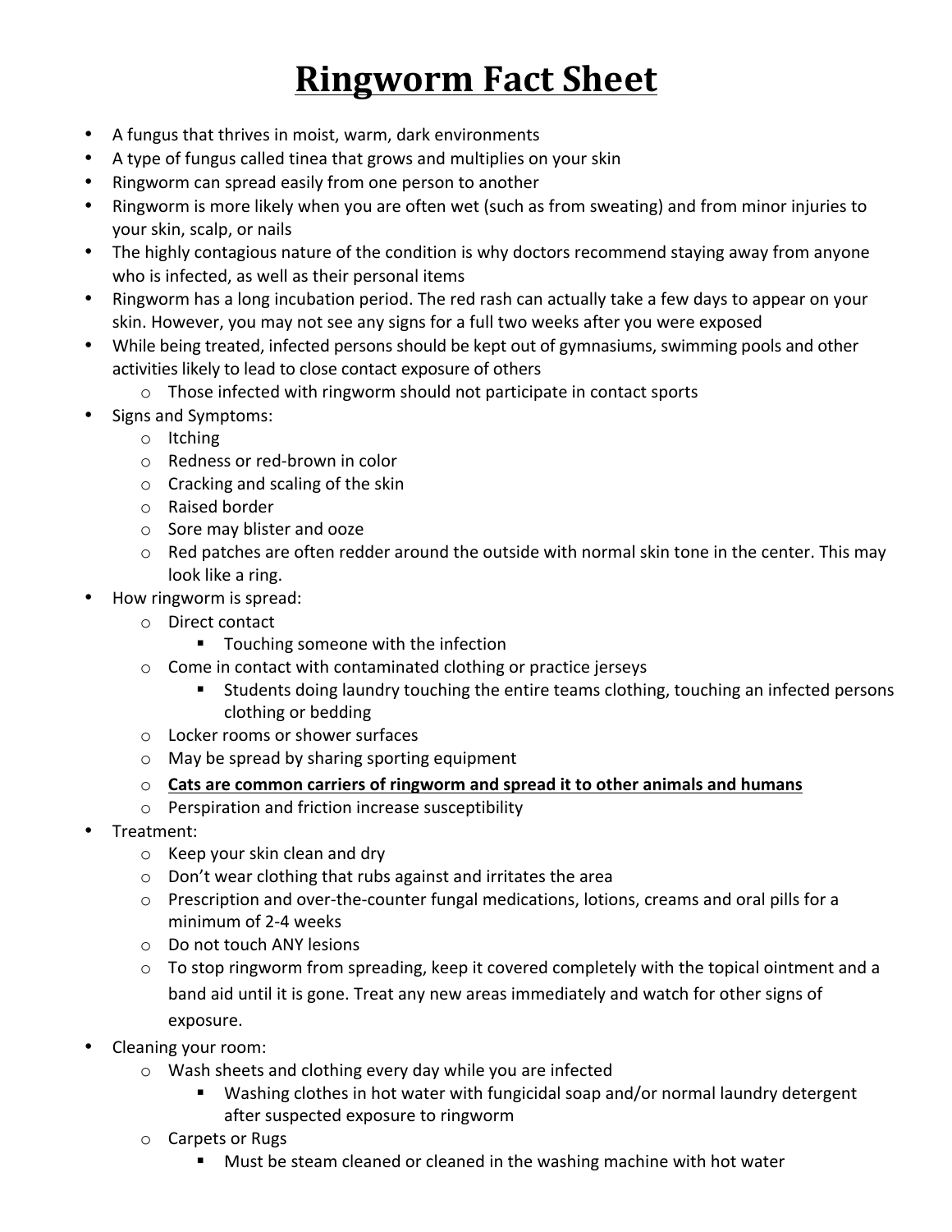# <u>Ringworm Fact Sheet</u>

- A fungus that thrives in moist, warm, dark environments
- A type of fungus called tinea that grows and multiplies on your skin
- Ringworm can spread easily from one person to another
- Ringworm is more likely when you are often wet (such as from sweating) and from minor injuries to your skin, scalp, or nails
- The highly contagious nature of the condition is why doctors recommend staying away from anyone who is infected, as well as their personal items
- Ringworm has a long incubation period. The red rash can actually take a few days to appear on your skin. However, you may not see any signs for a full two weeks after you were exposed
- While being treated, infected persons should be kept out of gymnasiums, swimming pools and other activities likely to lead to close contact exposure of others
  - Those infected with ringworm should not participate in contact sports
- Signs and Symptoms:
  - Itching
  - Redness or red-brown in color
  - Cracking and scaling of the skin
  - Raised border
  - Sore may blister and ooze
  - Red patches are often redder around the outside with normal skin tone in the center. This may look like a ring.
- How ringworm is spread:
  - Direct contact
    - Touching someone with the infection
  - Come in contact with contaminated clothing or practice jerseys
    - Students doing laundry touching the entire teams clothing, touching an infected persons clothing or bedding
  - Locker rooms or shower surfaces
  - May be spread by sharing sporting equipment
  - **<u>Cats are common carriers of ringworm and spread it to other animals and humans</u>**
  - Perspiration and friction increase susceptibility
- Treatment:
  - Keep your skin clean and dry
  - Don't wear clothing that rubs against and irritates the area
  - Prescription and over-the-counter fungal medications, lotions, creams and oral pills for a minimum of 2-4 weeks
  - Do not touch ANY lesions
  - To stop ringworm from spreading, keep it covered completely with the topical ointment and a band aid until it is gone. Treat any new areas immediately and watch for other signs of exposure.
- Cleaning your room:
  - Wash sheets and clothing every day while you are infected
    - Washing clothes in hot water with fungicidal soap and/or normal laundry detergent after suspected exposure to ringworm
  - Carpets or Rugs
    - Must be steam cleaned or cleaned in the washing machine with hot water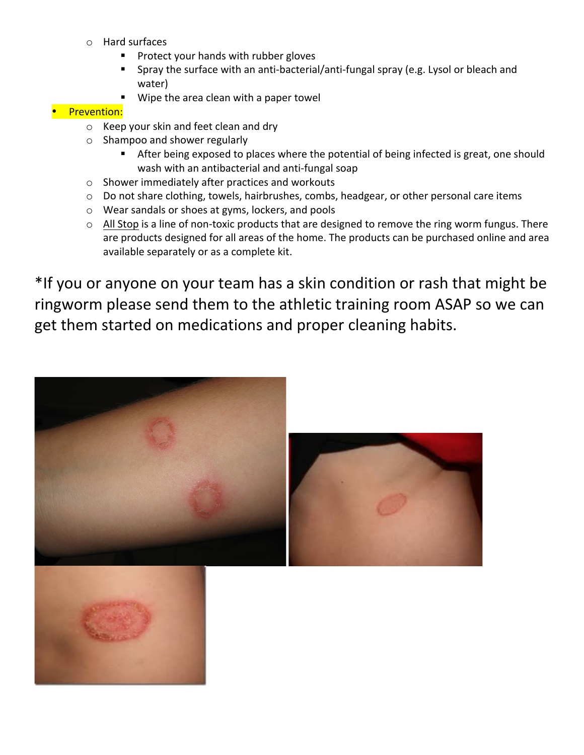- Hard surfaces
  - Protect your hands with rubber gloves
  - Spray the surface with an anti-bacterial/anti-fungal spray (e.g. Lysol or bleach and water)
  - Wipe the area clean with a paper towel
- Prevention:
  - Keep your skin and feet clean and dry
  - Shampoo and shower regularly
    - After being exposed to places where the potential of being infected is great, one should wash with an antibacterial and anti-fungal soap
  - Shower immediately after practices and workouts
  - Do not share clothing, towels, hairbrushes, combs, headgear, or other personal care items
  - Wear sandals or shoes at gyms, lockers, and pools
  - All Stop is a line of non-toxic products that are designed to remove the ring worm fungus. There are products designed for all areas of the home. The products can be purchased online and area available separately or as a complete kit.

*If you or anyone on your team has a skin condition or rash that might be ringworm please send them to the athletic training room ASAP so we can get them started on medications and proper cleaning habits.